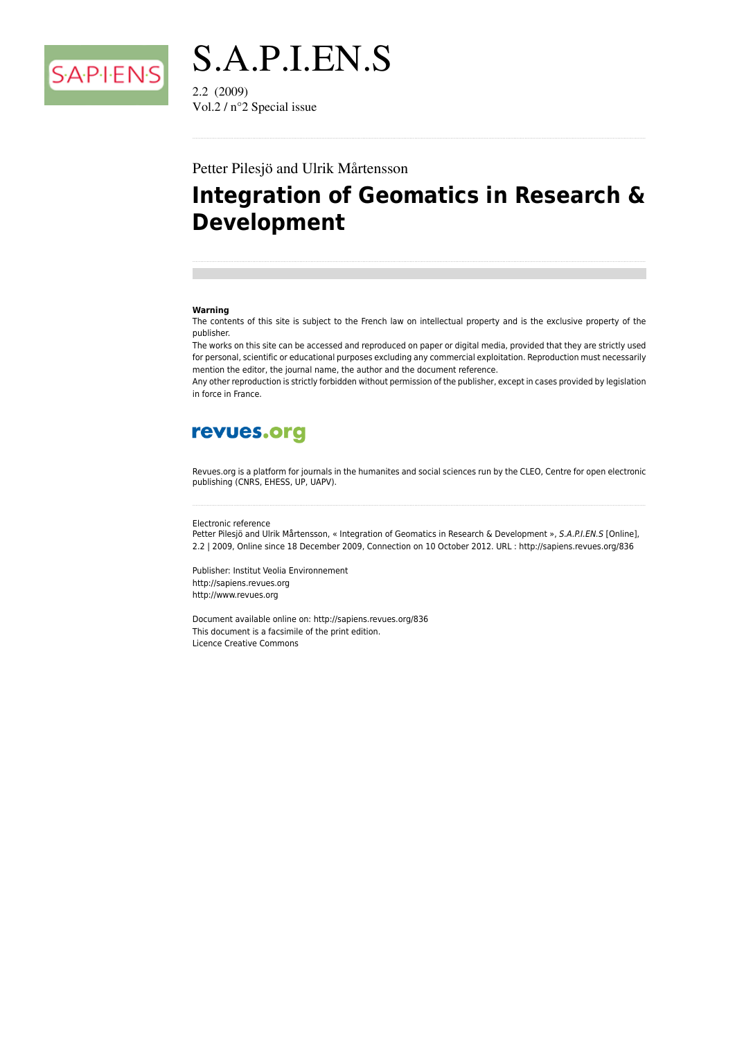# S.A.P.I.EN.S

2.2 (2009)
Vol.2 / n°2 Special issue

Petter Pilesjö and Ulrik Mårtensson

## Integration of Geomatics in Research & Development

**Warning**

The contents of this site is subject to the French law on intellectual property and is the exclusive property of the publisher.

The works on this site can be accessed and reproduced on paper or digital media, provided that they are strictly used for personal, scientific or educational purposes excluding any commercial exploitation. Reproduction must necessarily mention the editor, the journal name, the author and the document reference.

Any other reproduction is strictly forbidden without permission of the publisher, except in cases provided by legislation in force in France.

**revues.org**

Revues.org is a platform for journals in the humanites and social sciences run by the CLEO, Centre for open electronic publishing (CNRS, EHESS, UP, UAPV).

Electronic reference

Petter Pilesjö and Ulrik Mårtensson, « Integration of Geomatics in Research & Development », *S.A.P.I.EN.S* [Online], 2.2 | 2009, Online since 18 December 2009, Connection on 10 October 2012. URL : http://sapiens.revues.org/836

Publisher: Institut Veolia Environnement
http://sapiens.revues.org
http://www.revues.org

Document available online on: http://sapiens.revues.org/836
This document is a facsimile of the print edition.
Licence Creative Commons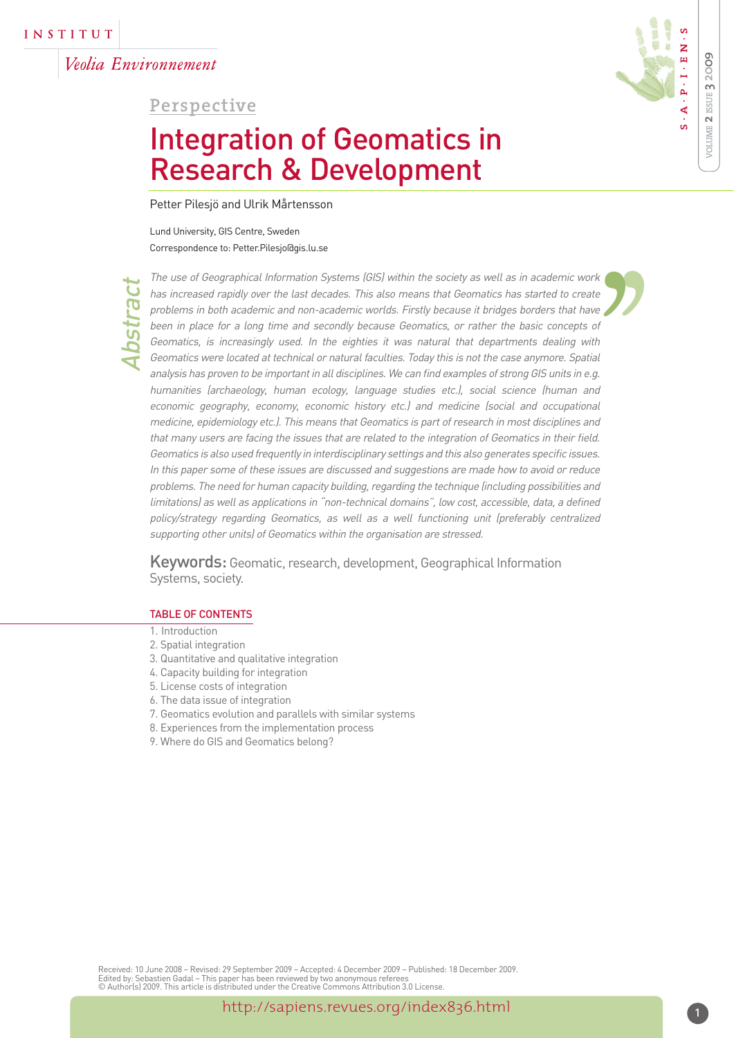Perspective

# Integration of Geomatics in Research & Development

Petter Pilesjö and Ulrik Mårtensson

Lund University, GIS Centre, Sweden

Correspondence to: Petter.Pilesjo@gis.lu.se

## Abstract

*The use of Geographical Information Systems (GIS) within the society as well as in academic work has increased rapidly over the last decades. This also means that Geomatics has started to create problems in both academic and non-academic worlds. Firstly because it bridges borders that have been in place for a long time and secondly because Geomatics, or rather the basic concepts of Geomatics, is increasingly used. In the eighties it was natural that departments dealing with Geomatics were located at technical or natural faculties. Today this is not the case anymore. Spatial analysis has proven to be important in all disciplines. We can find examples of strong GIS units in e.g. humanities (archaeology, human ecology, language studies etc.), social science (human and economic geography, economy, economic history etc.) and medicine (social and occupational medicine, epidemiology etc.). This means that Geomatics is part of research in most disciplines and that many users are facing the issues that are related to the integration of Geomatics in their field. Geomatics is also used frequently in interdisciplinary settings and this also generates specific issues. In this paper some of these issues are discussed and suggestions are made how to avoid or reduce problems. The need for human capacity building, regarding the technique (including possibilities and limitations) as well as applications in "non-technical domains", low cost, accessible, data, a defined policy/strategy regarding Geomatics, as well as a well functioning unit (preferably centralized supporting other units) of Geomatics within the organisation are stressed.*

**Keywords:** Geomatic, research, development, Geographical Information Systems, society.

### TABLE OF CONTENTS

1. Introduction
2. Spatial integration
3. Quantitative and qualitative integration
4. Capacity building for integration
5. License costs of integration
6. The data issue of integration
7. Geomatics evolution and parallels with similar systems
8. Experiences from the implementation process
9. Where do GIS and Geomatics belong?

Received: 10 June 2008 – Revised: 29 September 2009 – Accepted: 4 December 2009 – Published: 18 December 2009.
Edited by: Sebastien Gadal – This paper has been reviewed by two anonymous referees
© Author(s) 2009. This article is distributed under the Creative Commons Attribution 3.0 License.

http://sapiens.revues.org/index836.html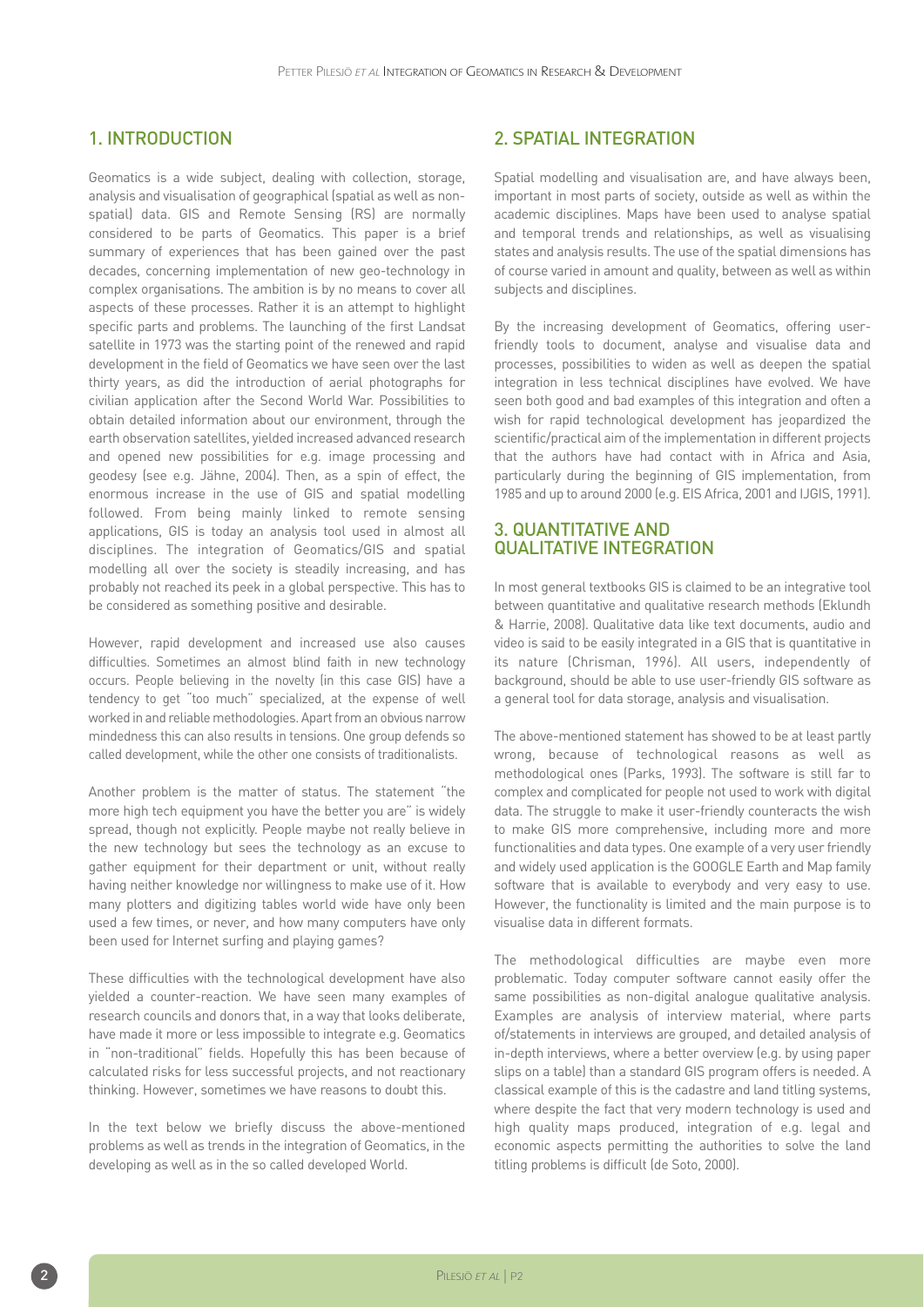## 1. INTRODUCTION

Geomatics is a wide subject, dealing with collection, storage, analysis and visualisation of geographical (spatial as well as non-spatial) data. GIS and Remote Sensing (RS) are normally considered to be parts of Geomatics. This paper is a brief summary of experiences that has been gained over the past decades, concerning implementation of new geo-technology in complex organisations. The ambition is by no means to cover all aspects of these processes. Rather it is an attempt to highlight specific parts and problems. The launching of the first Landsat satellite in 1973 was the starting point of the renewed and rapid development in the field of Geomatics we have seen over the last thirty years, as did the introduction of aerial photographs for civilian application after the Second World War. Possibilities to obtain detailed information about our environment, through the earth observation satellites, yielded increased advanced research and opened new possibilities for e.g. image processing and geodesy (see e.g. Jähne, 2004). Then, as a spin of effect, the enormous increase in the use of GIS and spatial modelling followed. From being mainly linked to remote sensing applications, GIS is today an analysis tool used in almost all disciplines. The integration of Geomatics/GIS and spatial modelling all over the society is steadily increasing, and has probably not reached its peek in a global perspective. This has to be considered as something positive and desirable.

However, rapid development and increased use also causes difficulties. Sometimes an almost blind faith in new technology occurs. People believing in the novelty (in this case GIS) have a tendency to get "too much" specialized, at the expense of well worked in and reliable methodologies. Apart from an obvious narrow mindedness this can also results in tensions. One group defends so called development, while the other one consists of traditionalists.

Another problem is the matter of status. The statement "the more high tech equipment you have the better you are" is widely spread, though not explicitly. People maybe not really believe in the new technology but sees the technology as an excuse to gather equipment for their department or unit, without really having neither knowledge nor willingness to make use of it. How many plotters and digitizing tables world wide have only been used a few times, or never, and how many computers have only been used for Internet surfing and playing games?

These difficulties with the technological development have also yielded a counter-reaction. We have seen many examples of research councils and donors that, in a way that looks deliberate, have made it more or less impossible to integrate e.g. Geomatics in "non-traditional" fields. Hopefully this has been because of calculated risks for less successful projects, and not reactionary thinking. However, sometimes we have reasons to doubt this.

In the text below we briefly discuss the above-mentioned problems as well as trends in the integration of Geomatics, in the developing as well as in the so called developed World.

## 2. SPATIAL INTEGRATION

Spatial modelling and visualisation are, and have always been, important in most parts of society, outside as well as within the academic disciplines. Maps have been used to analyse spatial and temporal trends and relationships, as well as visualising states and analysis results. The use of the spatial dimensions has of course varied in amount and quality, between as well as within subjects and disciplines.

By the increasing development of Geomatics, offering user-friendly tools to document, analyse and visualise data and processes, possibilities to widen as well as deepen the spatial integration in less technical disciplines have evolved. We have seen both good and bad examples of this integration and often a wish for rapid technological development has jeopardized the scientific/practical aim of the implementation in different projects that the authors have had contact with in Africa and Asia, particularly during the beginning of GIS implementation, from 1985 and up to around 2000 (e.g. EIS Africa, 2001 and IJGIS, 1991).

## 3. QUANTITATIVE AND QUALITATIVE INTEGRATION

In most general textbooks GIS is claimed to be an integrative tool between quantitative and qualitative research methods (Eklundh & Harrie, 2008). Qualitative data like text documents, audio and video is said to be easily integrated in a GIS that is quantitative in its nature (Chrisman, 1996). All users, independently of background, should be able to use user-friendly GIS software as a general tool for data storage, analysis and visualisation.

The above-mentioned statement has showed to be at least partly wrong, because of technological reasons as well as methodological ones (Parks, 1993). The software is still far to complex and complicated for people not used to work with digital data. The struggle to make it user-friendly counteracts the wish to make GIS more comprehensive, including more and more functionalities and data types. One example of a very user friendly and widely used application is the GOOGLE Earth and Map family software that is available to everybody and very easy to use. However, the functionality is limited and the main purpose is to visualise data in different formats.

The methodological difficulties are maybe even more problematic. Today computer software cannot easily offer the same possibilities as non-digital analogue qualitative analysis. Examples are analysis of interview material, where parts of/statements in interviews are grouped, and detailed analysis of in-depth interviews, where a better overview (e.g. by using paper slips on a table) than a standard GIS program offers is needed. A classical example of this is the cadastre and land titling systems, where despite the fact that very modern technology is used and high quality maps produced, integration of e.g. legal and economic aspects permitting the authorities to solve the land titling problems is difficult (de Soto, 2000).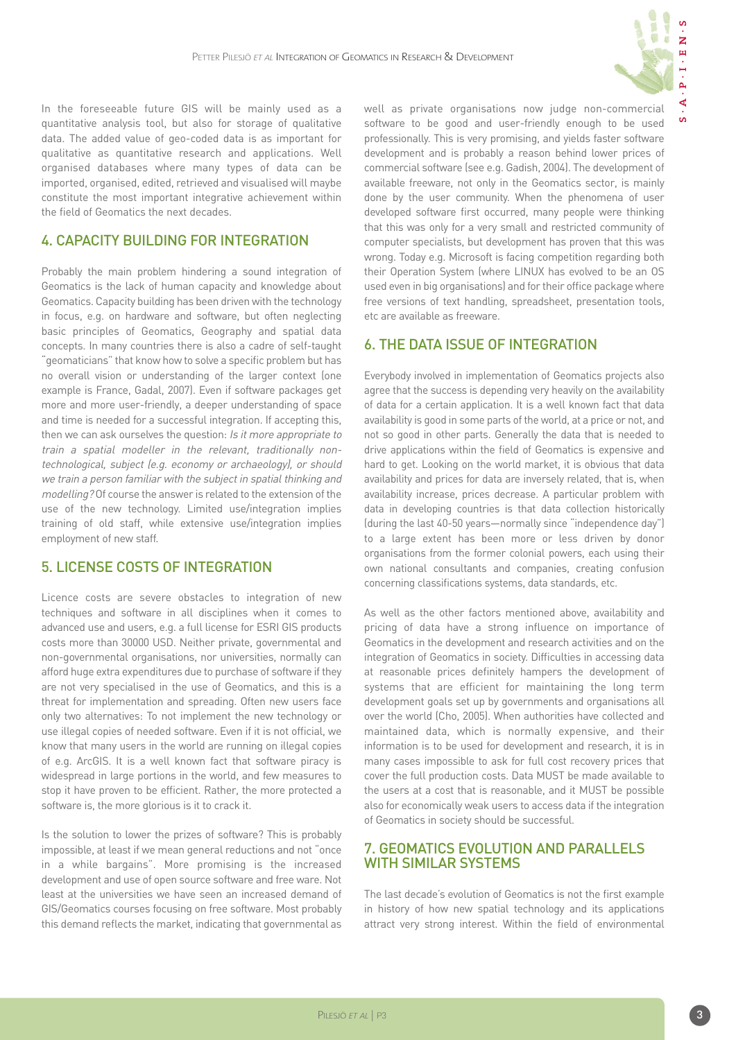In the foreseeable future GIS will be mainly used as a quantitative analysis tool, but also for storage of qualitative data. The added value of geo-coded data is as important for qualitative as quantitative research and applications. Well organised databases where many types of data can be imported, organised, edited, retrieved and visualised will maybe constitute the most important integrative achievement within the field of Geomatics the next decades.

## 4. CAPACITY BUILDING FOR INTEGRATION

Probably the main problem hindering a sound integration of Geomatics is the lack of human capacity and knowledge about Geomatics. Capacity building has been driven with the technology in focus, e.g. on hardware and software, but often neglecting basic principles of Geomatics, Geography and spatial data concepts. In many countries there is also a cadre of self-taught "geomaticians" that know how to solve a specific problem but has no overall vision or understanding of the larger context (one example is France, Gadal, 2007). Even if software packages get more and more user-friendly, a deeper understanding of space and time is needed for a successful integration. If accepting this, then we can ask ourselves the question: *Is it more appropriate to train a spatial modeller in the relevant, traditionally non-technological, subject (e.g. economy or archaeology), or should we train a person familiar with the subject in spatial thinking and modelling?* Of course the answer is related to the extension of the use of the new technology. Limited use/integration implies training of old staff, while extensive use/integration implies employment of new staff.

## 5. LICENSE COSTS OF INTEGRATION

Licence costs are severe obstacles to integration of new techniques and software in all disciplines when it comes to advanced use and users, e.g. a full license for ESRI GIS products costs more than 30000 USD. Neither private, governmental and non-governmental organisations, nor universities, normally can afford huge extra expenditures due to purchase of software if they are not very specialised in the use of Geomatics, and this is a threat for implementation and spreading. Often new users face only two alternatives: To not implement the new technology or use illegal copies of needed software. Even if it is not official, we know that many users in the world are running on illegal copies of e.g. ArcGIS. It is a well known fact that software piracy is widespread in large portions in the world, and few measures to stop it have proven to be efficient. Rather, the more protected a software is, the more glorious is it to crack it.

Is the solution to lower the prizes of software? This is probably impossible, at least if we mean general reductions and not "once in a while bargains". More promising is the increased development and use of open source software and free ware. Not least at the universities we have seen an increased demand of GIS/Geomatics courses focusing on free software. Most probably this demand reflects the market, indicating that governmental as well as private organisations now judge non-commercial software to be good and user-friendly enough to be used professionally. This is very promising, and yields faster software development and is probably a reason behind lower prices of commercial software (see e.g. Gadish, 2004). The development of available freeware, not only in the Geomatics sector, is mainly done by the user community. When the phenomena of user developed software first occurred, many people were thinking that this was only for a very small and restricted community of computer specialists, but development has proven that this was wrong. Today e.g. Microsoft is facing competition regarding both their Operation System (where LINUX has evolved to be an OS used even in big organisations) and for their office package where free versions of text handling, spreadsheet, presentation tools, etc are available as freeware.

## 6. THE DATA ISSUE OF INTEGRATION

Everybody involved in implementation of Geomatics projects also agree that the success is depending very heavily on the availability of data for a certain application. It is a well known fact that data availability is good in some parts of the world, at a price or not, and not so good in other parts. Generally the data that is needed to drive applications within the field of Geomatics is expensive and hard to get. Looking on the world market, it is obvious that data availability and prices for data are inversely related, that is, when availability increase, prices decrease. A particular problem with data in developing countries is that data collection historically (during the last 40-50 years—normally since "independence day") to a large extent has been more or less driven by donor organisations from the former colonial powers, each using their own national consultants and companies, creating confusion concerning classifications systems, data standards, etc.

As well as the other factors mentioned above, availability and pricing of data have a strong influence on importance of Geomatics in the development and research activities and on the integration of Geomatics in society. Difficulties in accessing data at reasonable prices definitely hampers the development of systems that are efficient for maintaining the long term development goals set up by governments and organisations all over the world (Cho, 2005). When authorities have collected and maintained data, which is normally expensive, and their information is to be used for development and research, it is in many cases impossible to ask for full cost recovery prices that cover the full production costs. Data MUST be made available to the users at a cost that is reasonable, and it MUST be possible also for economically weak users to access data if the integration of Geomatics in society should be successful.

## 7. GEOMATICS EVOLUTION AND PARALLELS WITH SIMILAR SYSTEMS

The last decade's evolution of Geomatics is not the first example in history of how new spatial technology and its applications attract very strong interest. Within the field of environmental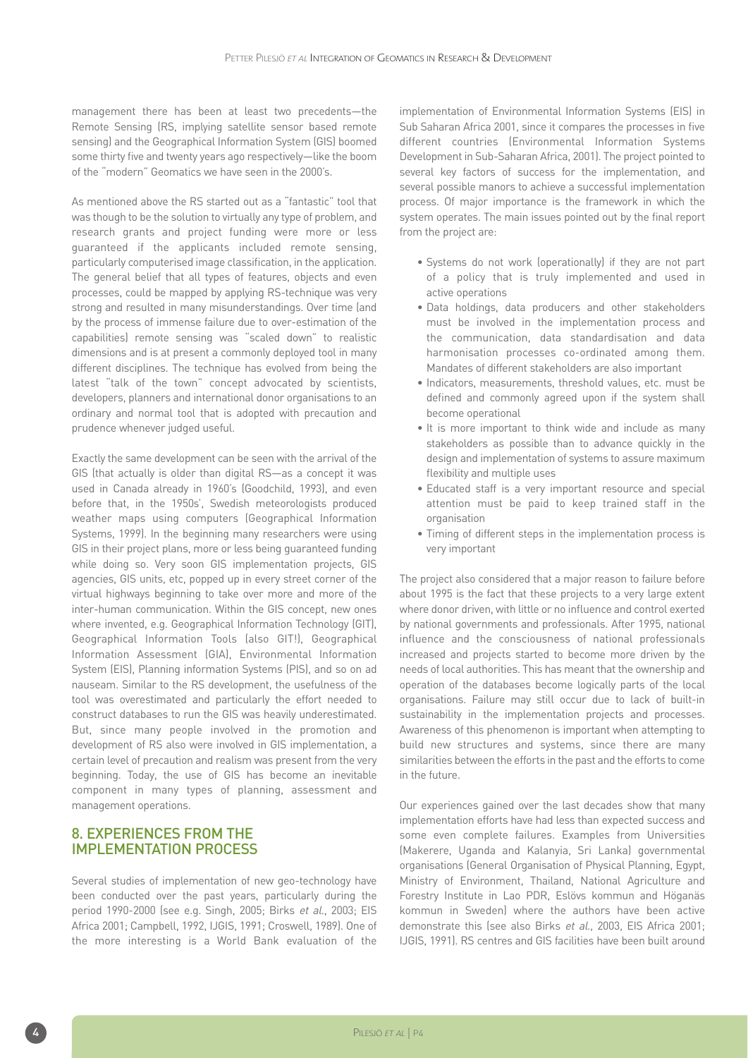management there has been at least two precedents—the Remote Sensing (RS, implying satellite sensor based remote sensing) and the Geographical Information System (GIS) boomed some thirty five and twenty years ago respectively—like the boom of the "modern" Geomatics we have seen in the 2000's.

As mentioned above the RS started out as a "fantastic" tool that was though to be the solution to virtually any type of problem, and research grants and project funding were more or less guaranteed if the applicants included remote sensing, particularly computerised image classification, in the application. The general belief that all types of features, objects and even processes, could be mapped by applying RS-technique was very strong and resulted in many misunderstandings. Over time (and by the process of immense failure due to over-estimation of the capabilities) remote sensing was "scaled down" to realistic dimensions and is at present a commonly deployed tool in many different disciplines. The technique has evolved from being the latest "talk of the town" concept advocated by scientists, developers, planners and international donor organisations to an ordinary and normal tool that is adopted with precaution and prudence whenever judged useful.

Exactly the same development can be seen with the arrival of the GIS (that actually is older than digital RS—as a concept it was used in Canada already in 1960's (Goodchild, 1993), and even before that, in the 1950s', Swedish meteorologists produced weather maps using computers (Geographical Information Systems, 1999). In the beginning many researchers were using GIS in their project plans, more or less being guaranteed funding while doing so. Very soon GIS implementation projects, GIS agencies, GIS units, etc, popped up in every street corner of the virtual highways beginning to take over more and more of the inter-human communication. Within the GIS concept, new ones where invented, e.g. Geographical Information Technology (GIT), Geographical Information Tools (also GIT!), Geographical Information Assessment (GIA), Environmental Information System (EIS), Planning information Systems (PIS), and so on ad nauseam. Similar to the RS development, the usefulness of the tool was overestimated and particularly the effort needed to construct databases to run the GIS was heavily underestimated. But, since many people involved in the promotion and development of RS also were involved in GIS implementation, a certain level of precaution and realism was present from the very beginning. Today, the use of GIS has become an inevitable component in many types of planning, assessment and management operations.

## 8. EXPERIENCES FROM THE IMPLEMENTATION PROCESS

Several studies of implementation of new geo-technology have been conducted over the past years, particularly during the period 1990-2000 (see e.g. Singh, 2005; Birks *et al.*, 2003; EIS Africa 2001; Campbell, 1992, IJGIS, 1991; Croswell, 1989). One of the more interesting is a World Bank evaluation of the implementation of Environmental Information Systems (EIS) in Sub Saharan Africa 2001, since it compares the processes in five different countries (Environmental Information Systems Development in Sub-Saharan Africa, 2001). The project pointed to several key factors of success for the implementation, and several possible manors to achieve a successful implementation process. Of major importance is the framework in which the system operates. The main issues pointed out by the final report from the project are:

- Systems do not work (operationally) if they are not part of a policy that is truly implemented and used in active operations
- Data holdings, data producers and other stakeholders must be involved in the implementation process and the communication, data standardisation and data harmonisation processes co-ordinated among them. Mandates of different stakeholders are also important
- Indicators, measurements, threshold values, etc. must be defined and commonly agreed upon if the system shall become operational
- It is more important to think wide and include as many stakeholders as possible than to advance quickly in the design and implementation of systems to assure maximum flexibility and multiple uses
- Educated staff is a very important resource and special attention must be paid to keep trained staff in the organisation
- Timing of different steps in the implementation process is very important

The project also considered that a major reason to failure before about 1995 is the fact that these projects to a very large extent where donor driven, with little or no influence and control exerted by national governments and professionals. After 1995, national influence and the consciousness of national professionals increased and projects started to become more driven by the needs of local authorities. This has meant that the ownership and operation of the databases become logically parts of the local organisations. Failure may still occur due to lack of built-in sustainability in the implementation projects and processes. Awareness of this phenomenon is important when attempting to build new structures and systems, since there are many similarities between the efforts in the past and the efforts to come in the future.

Our experiences gained over the last decades show that many implementation efforts have had less than expected success and some even complete failures. Examples from Universities (Makerere, Uganda and Kalanyia, Sri Lanka) governmental organisations (General Organisation of Physical Planning, Egypt, Ministry of Environment, Thailand, National Agriculture and Forestry Institute in Lao PDR, Eslövs kommun and Höganäs kommun in Sweden) where the authors have been active demonstrate this (see also Birks *et al.*, 2003, EIS Africa 2001; IJGIS, 1991). RS centres and GIS facilities have been built around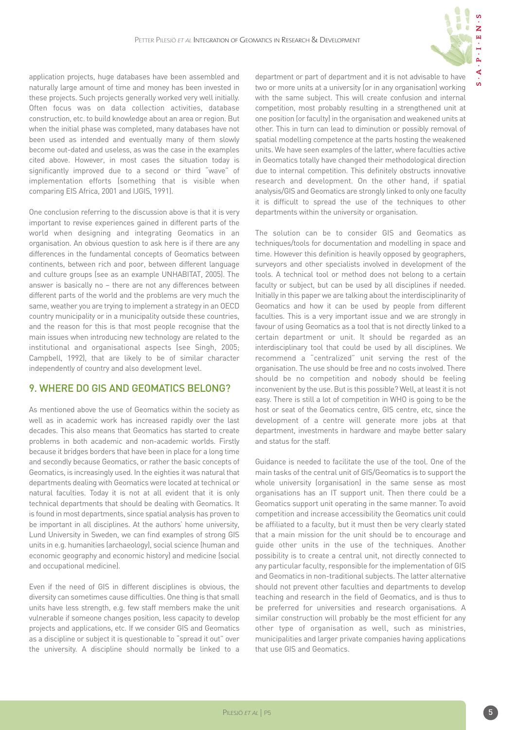application projects, huge databases have been assembled and naturally large amount of time and money has been invested in these projects. Such projects generally worked very well initially. Often focus was on data collection activities, database construction, etc. to build knowledge about an area or region. But when the initial phase was completed, many databases have not been used as intended and eventually many of them slowly become out-dated and useless, as was the case in the examples cited above. However, in most cases the situation today is significantly improved due to a second or third "wave" of implementation efforts (something that is visible when comparing EIS Africa, 2001 and IJGIS, 1991).

One conclusion referring to the discussion above is that it is very important to revise experiences gained in different parts of the world when designing and integrating Geomatics in an organisation. An obvious question to ask here is if there are any differences in the fundamental concepts of Geomatics between continents, between rich and poor, between different language and culture groups (see as an example UNHABITAT, 2005). The answer is basically no – there are not any differences between different parts of the world and the problems are very much the same, weather you are trying to implement a strategy in an OECD country municipality or in a municipality outside these countries, and the reason for this is that most people recognise that the main issues when introducing new technology are related to the institutional and organisational aspects (see Singh, 2005; Campbell, 1992), that are likely to be of similar character independently of country and also development level.

## 9. WHERE DO GIS AND GEOMATICS BELONG?

As mentioned above the use of Geomatics within the society as well as in academic work has increased rapidly over the last decades. This also means that Geomatics has started to create problems in both academic and non-academic worlds. Firstly because it bridges borders that have been in place for a long time and secondly because Geomatics, or rather the basic concepts of Geomatics, is increasingly used. In the eighties it was natural that departments dealing with Geomatics were located at technical or natural faculties. Today it is not at all evident that it is only technical departments that should be dealing with Geomatics. It is found in most departments, since spatial analysis has proven to be important in all disciplines. At the authors' home university, Lund University in Sweden, we can find examples of strong GIS units in e.g. humanities (archaeology), social science (human and economic geography and economic history) and medicine (social and occupational medicine).

Even if the need of GIS in different disciplines is obvious, the diversity can sometimes cause difficulties. One thing is that small units have less strength, e.g. few staff members make the unit vulnerable if someone changes position, less capacity to develop projects and applications, etc. If we consider GIS and Geomatics as a discipline or subject it is questionable to "spread it out" over the university. A discipline should normally be linked to a department or part of department and it is not advisable to have two or more units at a university (or in any organisation) working with the same subject. This will create confusion and internal competition, most probably resulting in a strengthened unit at one position (or faculty) in the organisation and weakened units at other. This in turn can lead to diminution or possibly removal of spatial modelling competence at the parts hosting the weakened units. We have seen examples of the latter, where faculties active in Geomatics totally have changed their methodological direction due to internal competition. This definitely obstructs innovative research and development. On the other hand, if spatial analysis/GIS and Geomatics are strongly linked to only one faculty it is difficult to spread the use of the techniques to other departments within the university or organisation.

The solution can be to consider GIS and Geomatics as techniques/tools for documentation and modelling in space and time. However this definition is heavily opposed by geographers, surveyors and other specialists involved in development of the tools. A technical tool or method does not belong to a certain faculty or subject, but can be used by all disciplines if needed. Initially in this paper we are talking about the interdisciplinarity of Geomatics and how it can be used by people from different faculties. This is a very important issue and we are strongly in favour of using Geomatics as a tool that is not directly linked to a certain department or unit. It should be regarded as an interdisciplinary tool that could be used by all disciplines. We recommend a "centralized" unit serving the rest of the organisation. The use should be free and no costs involved. There should be no competition and nobody should be feeling inconvenient by the use. But is this possible? Well, at least it is not easy. There is still a lot of competition in WHO is going to be the host or seat of the Geomatics centre, GIS centre, etc, since the development of a centre will generate more jobs at that department, investments in hardware and maybe better salary and status for the staff.

Guidance is needed to facilitate the use of the tool. One of the main tasks of the central unit of GIS/Geomatics is to support the whole university (organisation) in the same sense as most organisations has an IT support unit. Then there could be a Geomatics support unit operating in the same manner. To avoid competition and increase accessibility the Geomatics unit could be affiliated to a faculty, but it must then be very clearly stated that a main mission for the unit should be to encourage and guide other units in the use of the techniques. Another possibility is to create a central unit, not directly connected to any particular faculty, responsible for the implementation of GIS and Geomatics in non-traditional subjects. The latter alternative should not prevent other faculties and departments to develop teaching and research in the field of Geomatics, and is thus to be preferred for universities and research organisations. A similar construction will probably be the most efficient for any other type of organisation as well, such as ministries, municipalities and larger private companies having applications that use GIS and Geomatics.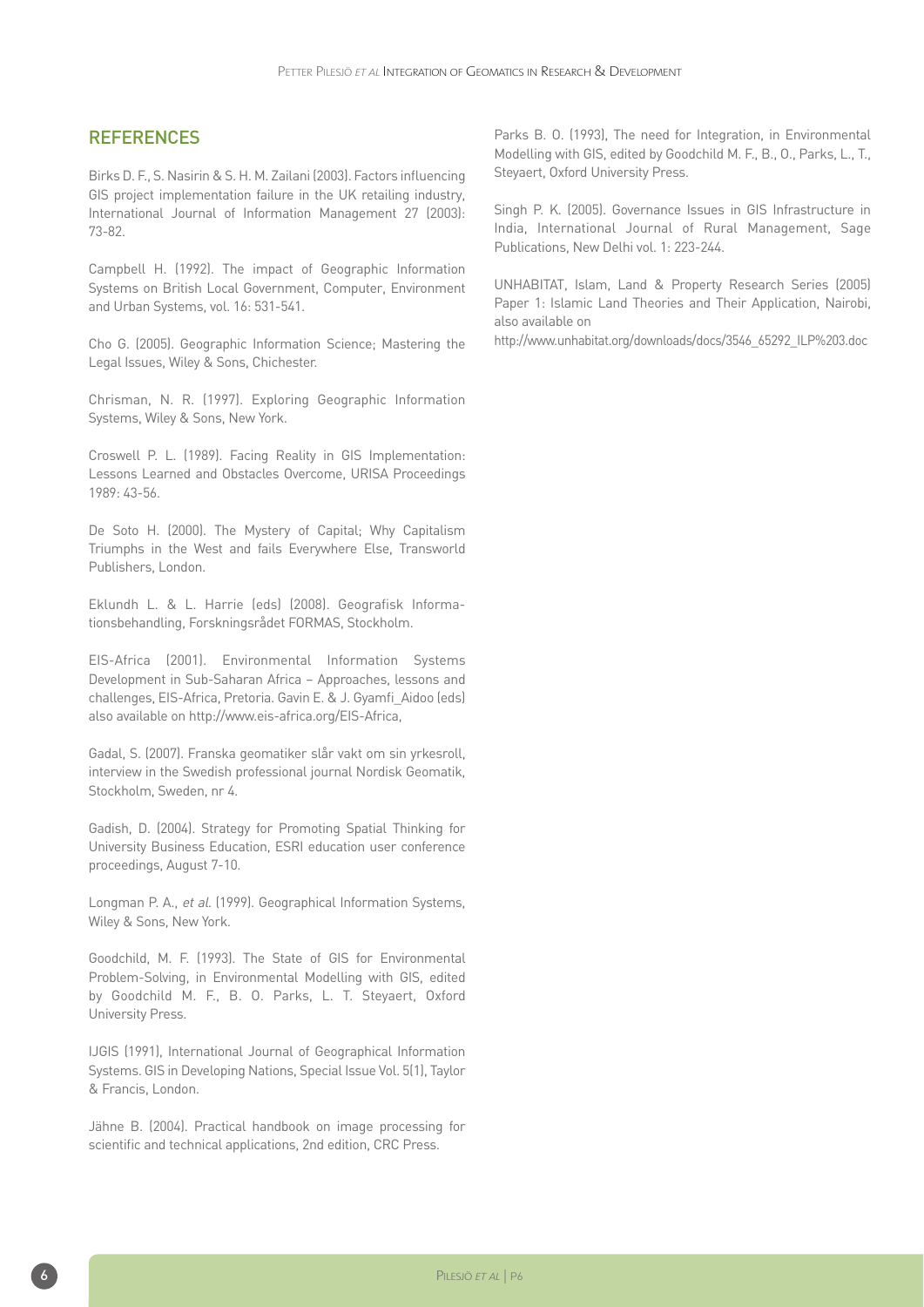## REFERENCES

Birks D. F., S. Nasirin & S. H. M. Zailani (2003). Factors influencing GIS project implementation failure in the UK retailing industry, International Journal of Information Management 27 (2003): 73-82.

Campbell H. (1992). The impact of Geographic Information Systems on British Local Government, Computer, Environment and Urban Systems, vol. 16: 531-541.

Cho G. (2005). Geographic Information Science; Mastering the Legal Issues, Wiley & Sons, Chichester.

Chrisman, N. R. (1997). Exploring Geographic Information Systems, Wiley & Sons, New York.

Croswell P. L. (1989). Facing Reality in GIS Implementation: Lessons Learned and Obstacles Overcome, URISA Proceedings 1989: 43-56.

De Soto H. (2000). The Mystery of Capital; Why Capitalism Triumphs in the West and fails Everywhere Else, Transworld Publishers, London.

Eklundh L. & L. Harrie (eds) (2008). Geografisk Informationsbehandling, Forskningsrådet FORMAS, Stockholm.

EIS-Africa (2001). Environmental Information Systems Development in Sub-Saharan Africa – Approaches, lessons and challenges, EIS-Africa, Pretoria. Gavin E. & J. Gyamfi_Aidoo (eds) also available on http://www.eis-africa.org/EIS-Africa,

Gadal, S. (2007). Franska geomatiker slår vakt om sin yrkesroll, interview in the Swedish professional journal Nordisk Geomatik, Stockholm, Sweden, nr 4.

Gadish, D. (2004). Strategy for Promoting Spatial Thinking for University Business Education, ESRI education user conference proceedings, August 7-10.

Longman P. A., *et al.* (1999). Geographical Information Systems, Wiley & Sons, New York.

Goodchild, M. F. (1993). The State of GIS for Environmental Problem-Solving, in Environmental Modelling with GIS, edited by Goodchild M. F., B. O. Parks, L. T. Steyaert, Oxford University Press.

IJGIS (1991), International Journal of Geographical Information Systems. GIS in Developing Nations, Special Issue Vol. 5(1), Taylor & Francis, London.

Jähne B. (2004). Practical handbook on image processing for scientific and technical applications, 2nd edition, CRC Press.

Parks B. O. (1993), The need for Integration, in Environmental Modelling with GIS, edited by Goodchild M. F., B., O., Parks, L., T., Steyaert, Oxford University Press.

Singh P. K. (2005). Governance Issues in GIS Infrastructure in India, International Journal of Rural Management, Sage Publications, New Delhi vol. 1: 223-244.

UNHABITAT, Islam, Land & Property Research Series (2005) Paper 1: Islamic Land Theories and Their Application, Nairobi, also available on http://www.unhabitat.org/downloads/docs/3546_65292_ILP%203.doc